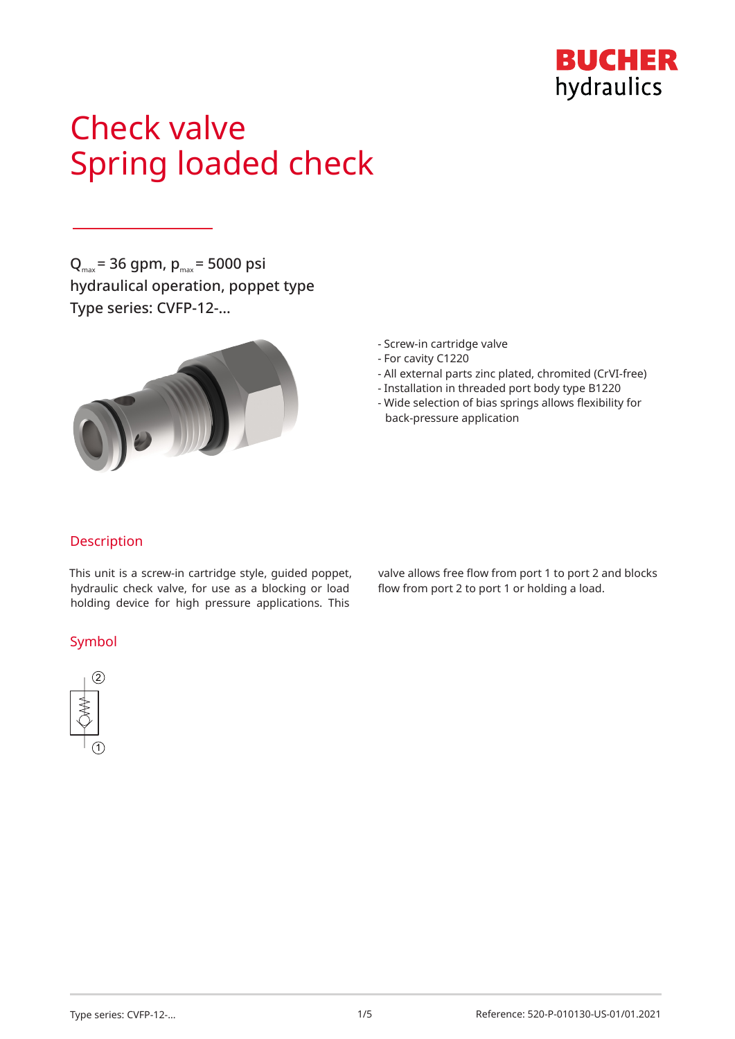BUCHER hydraulics

# Check valve
# Spring loaded check

$Q_{max}$ = 36 gpm, $p_{max}$ = 5000 psi
hydraulical operation, poppet type
Type series: CVFP-12-...

- Screw-in cartridge valve
- For cavity C1220
- All external parts zinc plated, chromited (CrVI-free)
- Installation in threaded port body type B1220
- Wide selection of bias springs allows flexibility for back-pressure application

## Description

This unit is a screw-in cartridge style, guided poppet, hydraulic check valve, for use as a blocking or load holding device for high pressure applications. This valve allows free flow from port 1 to port 2 and blocks flow from port 2 to port 1 or holding a load.

## Symbol

②

①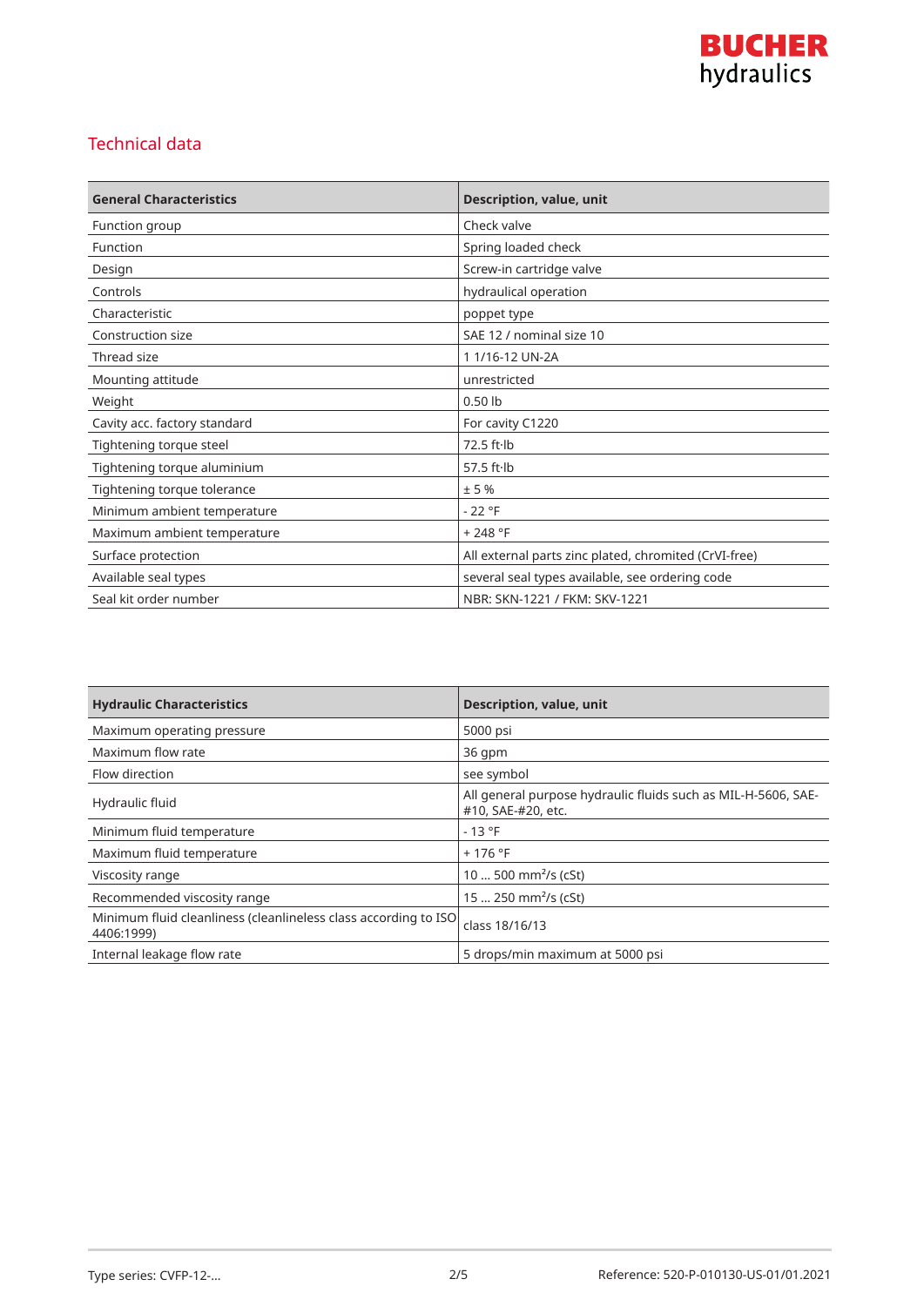## Technical data

| General Characteristics | Description, value, unit |
|---|---|
| Function group | Check valve |
| Function | Spring loaded check |
| Design | Screw-in cartridge valve |
| Controls | hydraulical operation |
| Characteristic | poppet type |
| Construction size | SAE 12 / nominal size 10 |
| Thread size | 1 1/16-12 UN-2A |
| Mounting attitude | unrestricted |
| Weight | 0.50 lb |
| Cavity acc. factory standard | For cavity C1220 |
| Tightening torque steel | 72.5 ft·lb |
| Tightening torque aluminium | 57.5 ft·lb |
| Tightening torque tolerance | ± 5 % |
| Minimum ambient temperature | - 22 °F |
| Maximum ambient temperature | + 248 °F |
| Surface protection | All external parts zinc plated, chromited (CrVI-free) |
| Available seal types | several seal types available, see ordering code |
| Seal kit order number | NBR: SKN-1221 / FKM: SKV-1221 |

| Hydraulic Characteristics | Description, value, unit |
|---|---|
| Maximum operating pressure | 5000 psi |
| Maximum flow rate | 36 gpm |
| Flow direction | see symbol |
| Hydraulic fluid | All general purpose hydraulic fluids such as MIL-H-5606, SAE-#10, SAE-#20, etc. |
| Minimum fluid temperature | - 13 °F |
| Maximum fluid temperature | + 176 °F |
| Viscosity range | 10 ... 500 $mm^2/s$ (cSt) |
| Recommended viscosity range | 15 ... 250 $mm^2/s$ (cSt) |
| Minimum fluid cleanliness (cleanlineless class according to ISO 4406:1999) | class 18/16/13 |
| Internal leakage flow rate | 5 drops/min maximum at 5000 psi |

Type series: CVFP-12-... Reference: 520-P-010130-US-01/01.2021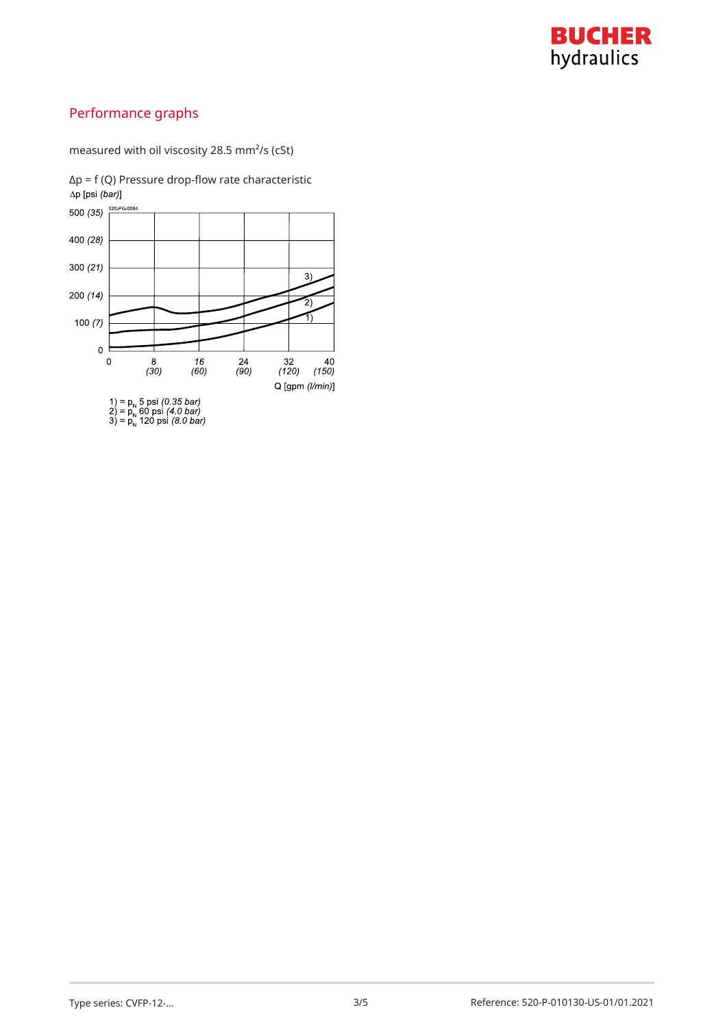## Performance graphs

measured with oil viscosity 28.5 mm²/s (cSt)

Δp = f (Q) Pressure drop-flow rate characteristic

Δp [psi *(bar)*]

520-PG-0064

Q [gpm *(l/min)*]

1) = $p_N$ 5 psi *(0.35 bar)*
2) = $p_N$ 60 psi *(4.0 bar)*
3) = $p_N$ 120 psi *(8.0 bar)*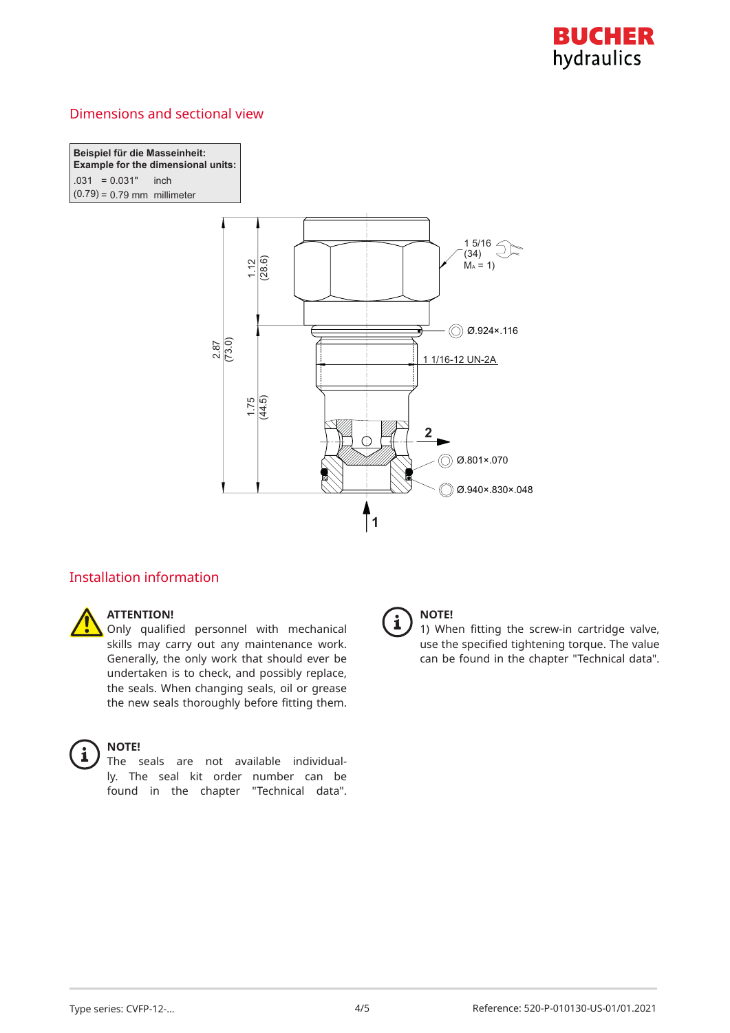## Dimensions and sectional view

| Beispiel für die Masseinheit: Example for the dimensional units: | |
|---|---|
| .031 = 0.031" | inch |
| (0.79) = 0.79 mm | millimeter |

1 5/16
(34)
$M_A$ = 1)

Ø.924×.116

1 1/16-12 UN-2A

Ø.801×.070

Ø.940×.830×.048

1.12 (28.6)

2.87 (73.0)

1.75 (44.5)

2

1

## Installation information

**ATTENTION!**
Only qualified personnel with mechanical skills may carry out any maintenance work. Generally, the only work that should ever be undertaken is to check, and possibly replace, the seals. When changing seals, oil or grease the new seals thoroughly before fitting them.

**NOTE!**
The seals are not available individually. The seal kit order number can be found in the chapter "Technical data".

**NOTE!**
1) When fitting the screw-in cartridge valve, use the specified tightening torque. The value can be found in the chapter "Technical data".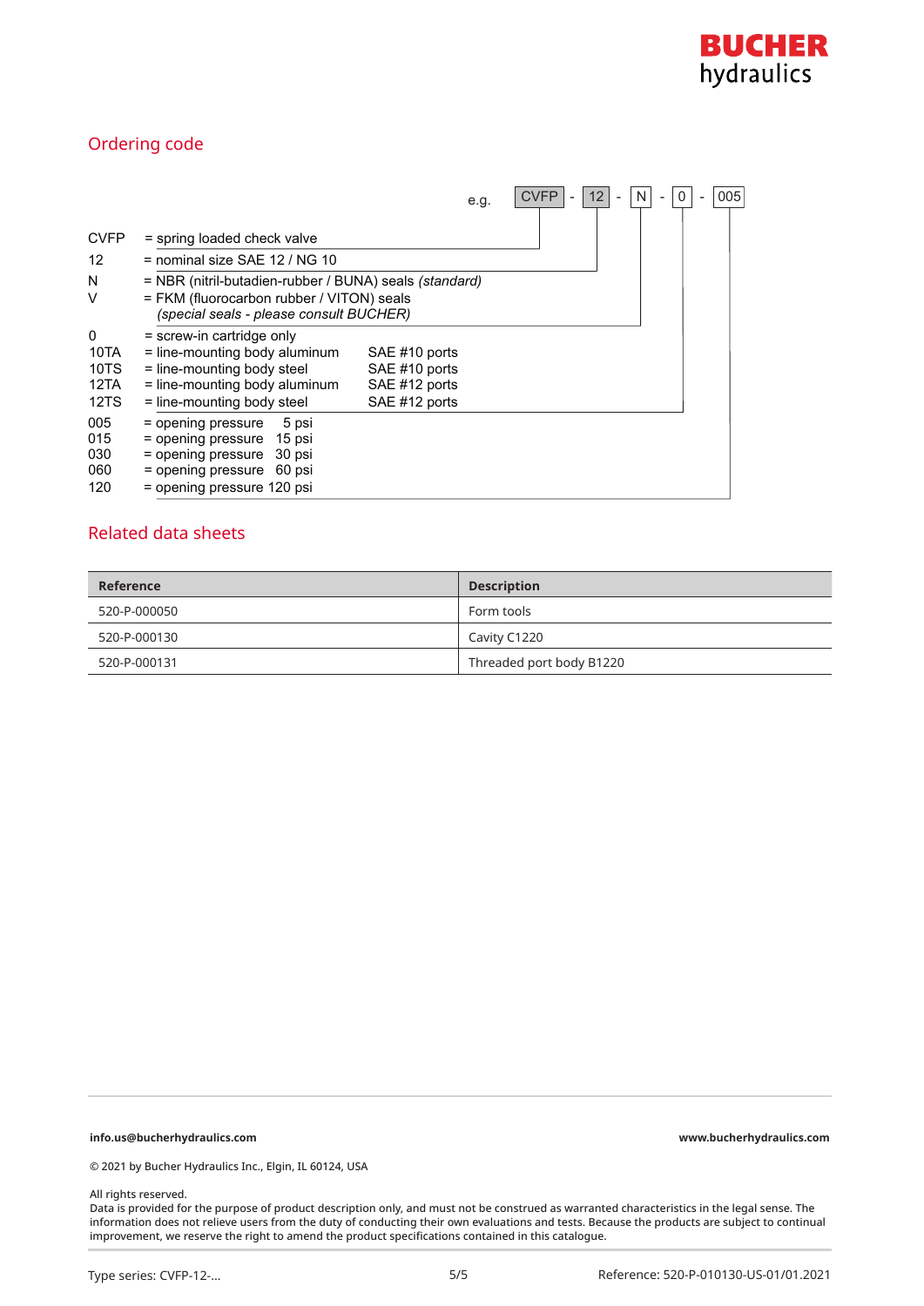## Ordering code

e.g. CVFP - 12 - N - 0 - 005

| | | |
|---|---|---|
| CVFP | = spring loaded check valve | |
| 12 | = nominal size SAE 12 / NG 10 | |
| N | = NBR (nitril-butadien-rubber / BUNA) seals *(standard)* | |
| V | = FKM (fluorocarbon rubber / VITON) seals *(special seals - please consult BUCHER)* | |
| 0 | = screw-in cartridge only | |
| 10TA | = line-mounting body aluminum | SAE #10 ports |
| 10TS | = line-mounting body steel | SAE #10 ports |
| 12TA | = line-mounting body aluminum | SAE #12 ports |
| 12TS | = line-mounting body steel | SAE #12 ports |
| 005 | = opening pressure 5 psi | |
| 015 | = opening pressure 15 psi | |
| 030 | = opening pressure 30 psi | |
| 060 | = opening pressure 60 psi | |
| 120 | = opening pressure 120 psi | |

## Related data sheets

| Reference | Description |
|---|---|
| 520-P-000050 | Form tools |
| 520-P-000130 | Cavity C1220 |
| 520-P-000131 | Threaded port body B1220 |

**info.us@bucherhydraulics.com** **www.bucherhydraulics.com**

© 2021 by Bucher Hydraulics Inc., Elgin, IL 60124, USA

All rights reserved.
Data is provided for the purpose of product description only, and must not be construed as warranted characteristics in the legal sense. The information does not relieve users from the duty of conducting their own evaluations and tests. Because the products are subject to continual improvement, we reserve the right to amend the product specifications contained in this catalogue.

Type series: CVFP-12-... Reference: 520-P-010130-US-01/01.2021